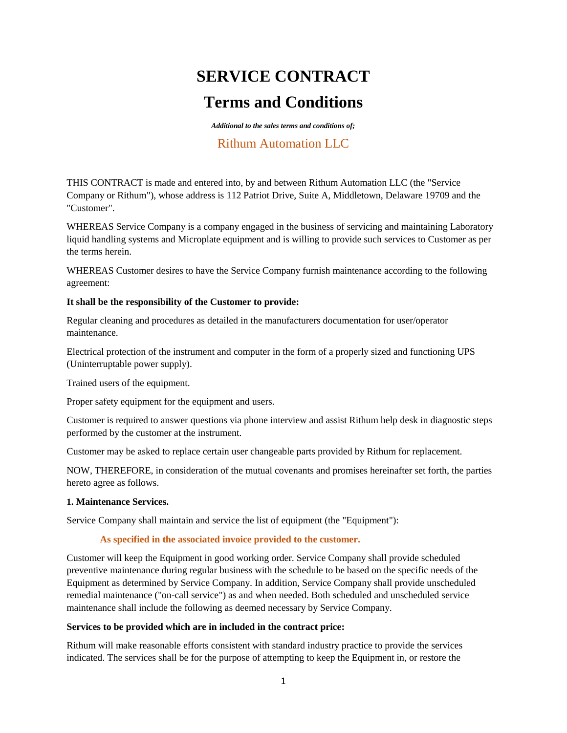# SERVICE CONTRACT

# Terms and Conditions

***Additional to the sales terms and conditions of;***

## Rithum Automation LLC

THIS CONTRACT is made and entered into, by and between Rithum Automation LLC (the "Service Company or Rithum"), whose address is 112 Patriot Drive, Suite A, Middletown, Delaware 19709 and the "Customer".

WHEREAS Service Company is a company engaged in the business of servicing and maintaining Laboratory liquid handling systems and Microplate equipment and is willing to provide such services to Customer as per the terms herein.

WHEREAS Customer desires to have the Service Company furnish maintenance according to the following agreement:

**It shall be the responsibility of the Customer to provide:**

Regular cleaning and procedures as detailed in the manufacturers documentation for user/operator maintenance.

Electrical protection of the instrument and computer in the form of a properly sized and functioning UPS (Uninterruptable power supply).

Trained users of the equipment.

Proper safety equipment for the equipment and users.

Customer is required to answer questions via phone interview and assist Rithum help desk in diagnostic steps performed by the customer at the instrument.

Customer may be asked to replace certain user changeable parts provided by Rithum for replacement.

NOW, THEREFORE, in consideration of the mutual covenants and promises hereinafter set forth, the parties hereto agree as follows.

**1. Maintenance Services.**

Service Company shall maintain and service the list of equipment (the "Equipment"):

> **As specified in the associated invoice provided to the customer.**

Customer will keep the Equipment in good working order. Service Company shall provide scheduled preventive maintenance during regular business with the schedule to be based on the specific needs of the Equipment as determined by Service Company. In addition, Service Company shall provide unscheduled remedial maintenance ("on-call service") as and when needed. Both scheduled and unscheduled service maintenance shall include the following as deemed necessary by Service Company.

**Services to be provided which are in included in the contract price:**

Rithum will make reasonable efforts consistent with standard industry practice to provide the services indicated. The services shall be for the purpose of attempting to keep the Equipment in, or restore the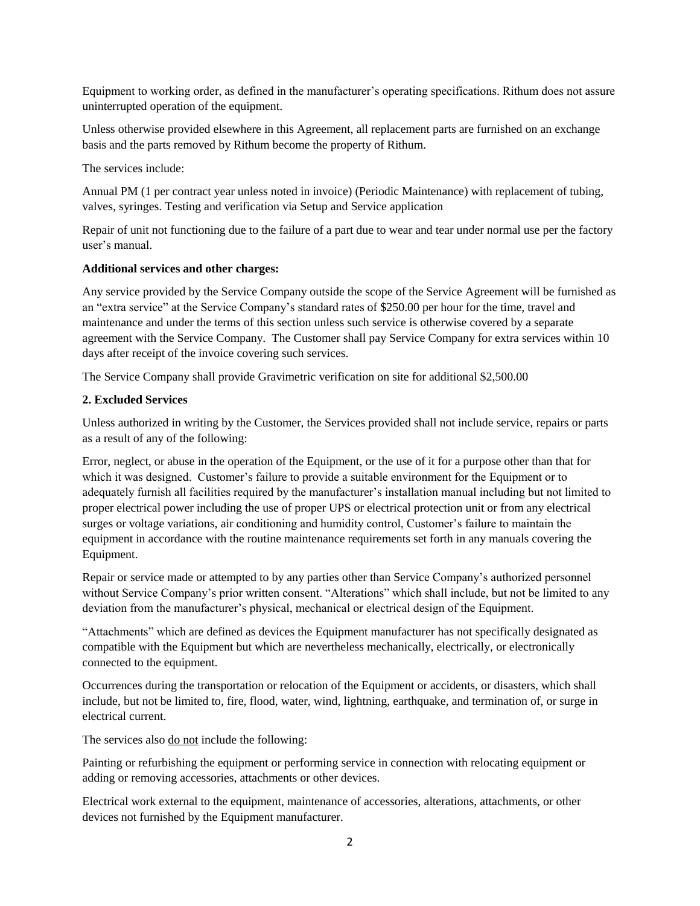Equipment to working order, as defined in the manufacturer's operating specifications. Rithum does not assure uninterrupted operation of the equipment.

Unless otherwise provided elsewhere in this Agreement, all replacement parts are furnished on an exchange basis and the parts removed by Rithum become the property of Rithum.

The services include:

Annual PM (1 per contract year unless noted in invoice) (Periodic Maintenance) with replacement of tubing, valves, syringes. Testing and verification via Setup and Service application

Repair of unit not functioning due to the failure of a part due to wear and tear under normal use per the factory user's manual.

**Additional services and other charges:**

Any service provided by the Service Company outside the scope of the Service Agreement will be furnished as an "extra service" at the Service Company's standard rates of $250.00 per hour for the time, travel and maintenance and under the terms of this section unless such service is otherwise covered by a separate agreement with the Service Company. The Customer shall pay Service Company for extra services within 10 days after receipt of the invoice covering such services.

The Service Company shall provide Gravimetric verification on site for additional $2,500.00

**2. Excluded Services**

Unless authorized in writing by the Customer, the Services provided shall not include service, repairs or parts as a result of any of the following:

Error, neglect, or abuse in the operation of the Equipment, or the use of it for a purpose other than that for which it was designed. Customer's failure to provide a suitable environment for the Equipment or to adequately furnish all facilities required by the manufacturer's installation manual including but not limited to proper electrical power including the use of proper UPS or electrical protection unit or from any electrical surges or voltage variations, air conditioning and humidity control, Customer's failure to maintain the equipment in accordance with the routine maintenance requirements set forth in any manuals covering the Equipment.

Repair or service made or attempted to by any parties other than Service Company's authorized personnel without Service Company's prior written consent. "Alterations" which shall include, but not be limited to any deviation from the manufacturer's physical, mechanical or electrical design of the Equipment.

"Attachments" which are defined as devices the Equipment manufacturer has not specifically designated as compatible with the Equipment but which are nevertheless mechanically, electrically, or electronically connected to the equipment.

Occurrences during the transportation or relocation of the Equipment or accidents, or disasters, which shall include, but not be limited to, fire, flood, water, wind, lightning, earthquake, and termination of, or surge in electrical current.

The services also do not include the following:

Painting or refurbishing the equipment or performing service in connection with relocating equipment or adding or removing accessories, attachments or other devices.

Electrical work external to the equipment, maintenance of accessories, alterations, attachments, or other devices not furnished by the Equipment manufacturer.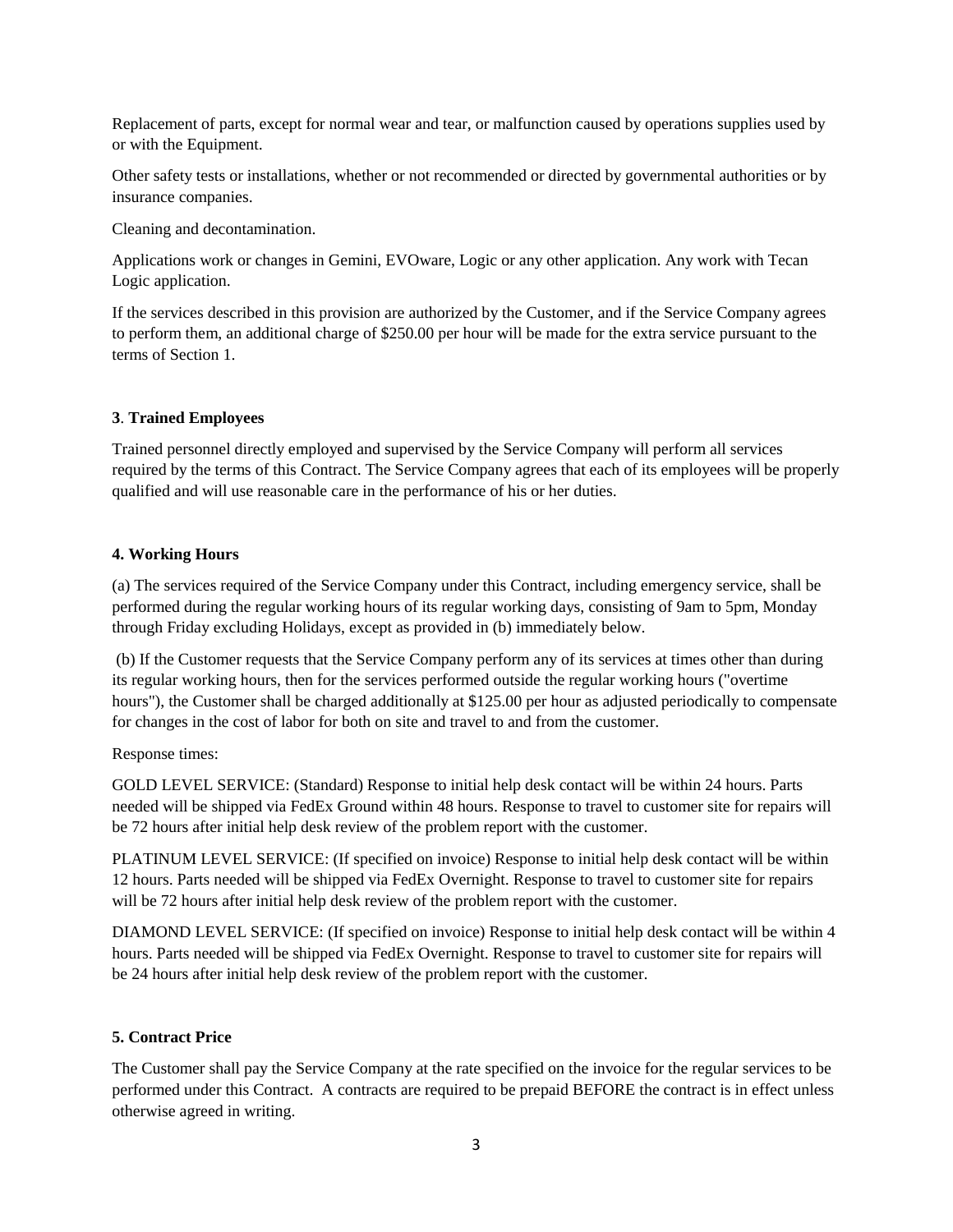Replacement of parts, except for normal wear and tear, or malfunction caused by operations supplies used by or with the Equipment.

Other safety tests or installations, whether or not recommended or directed by governmental authorities or by insurance companies.

Cleaning and decontamination.

Applications work or changes in Gemini, EVOware, Logic or any other application. Any work with Tecan Logic application.

If the services described in this provision are authorized by the Customer, and if the Service Company agrees to perform them, an additional charge of $250.00 per hour will be made for the extra service pursuant to the terms of Section 1.

### 3. Trained Employees

Trained personnel directly employed and supervised by the Service Company will perform all services required by the terms of this Contract. The Service Company agrees that each of its employees will be properly qualified and will use reasonable care in the performance of his or her duties.

### 4. Working Hours

(a) The services required of the Service Company under this Contract, including emergency service, shall be performed during the regular working hours of its regular working days, consisting of 9am to 5pm, Monday through Friday excluding Holidays, except as provided in (b) immediately below.

(b) If the Customer requests that the Service Company perform any of its services at times other than during its regular working hours, then for the services performed outside the regular working hours ("overtime hours"), the Customer shall be charged additionally at $125.00 per hour as adjusted periodically to compensate for changes in the cost of labor for both on site and travel to and from the customer.

Response times:

GOLD LEVEL SERVICE: (Standard) Response to initial help desk contact will be within 24 hours. Parts needed will be shipped via FedEx Ground within 48 hours. Response to travel to customer site for repairs will be 72 hours after initial help desk review of the problem report with the customer.

PLATINUM LEVEL SERVICE: (If specified on invoice) Response to initial help desk contact will be within 12 hours. Parts needed will be shipped via FedEx Overnight. Response to travel to customer site for repairs will be 72 hours after initial help desk review of the problem report with the customer.

DIAMOND LEVEL SERVICE: (If specified on invoice) Response to initial help desk contact will be within 4 hours. Parts needed will be shipped via FedEx Overnight. Response to travel to customer site for repairs will be 24 hours after initial help desk review of the problem report with the customer.

### 5. Contract Price

The Customer shall pay the Service Company at the rate specified on the invoice for the regular services to be performed under this Contract. A contracts are required to be prepaid BEFORE the contract is in effect unless otherwise agreed in writing.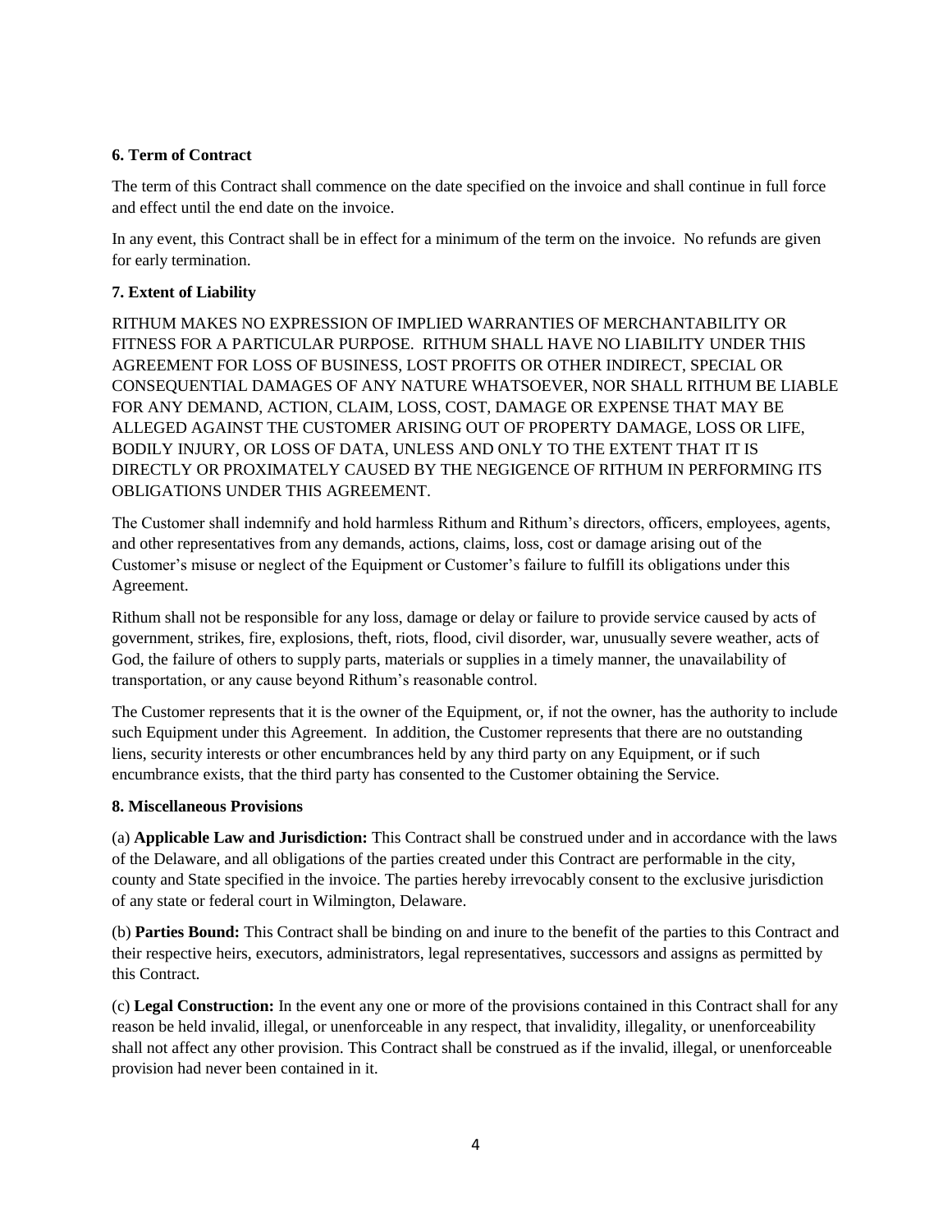**6. Term of Contract**

The term of this Contract shall commence on the date specified on the invoice and shall continue in full force and effect until the end date on the invoice.

In any event, this Contract shall be in effect for a minimum of the term on the invoice. No refunds are given for early termination.

**7. Extent of Liability**

RITHUM MAKES NO EXPRESSION OF IMPLIED WARRANTIES OF MERCHANTABILITY OR FITNESS FOR A PARTICULAR PURPOSE. RITHUM SHALL HAVE NO LIABILITY UNDER THIS AGREEMENT FOR LOSS OF BUSINESS, LOST PROFITS OR OTHER INDIRECT, SPECIAL OR CONSEQUENTIAL DAMAGES OF ANY NATURE WHATSOEVER, NOR SHALL RITHUM BE LIABLE FOR ANY DEMAND, ACTION, CLAIM, LOSS, COST, DAMAGE OR EXPENSE THAT MAY BE ALLEGED AGAINST THE CUSTOMER ARISING OUT OF PROPERTY DAMAGE, LOSS OR LIFE, BODILY INJURY, OR LOSS OF DATA, UNLESS AND ONLY TO THE EXTENT THAT IT IS DIRECTLY OR PROXIMATELY CAUSED BY THE NEGIGENCE OF RITHUM IN PERFORMING ITS OBLIGATIONS UNDER THIS AGREEMENT.

The Customer shall indemnify and hold harmless Rithum and Rithum's directors, officers, employees, agents, and other representatives from any demands, actions, claims, loss, cost or damage arising out of the Customer's misuse or neglect of the Equipment or Customer's failure to fulfill its obligations under this Agreement.

Rithum shall not be responsible for any loss, damage or delay or failure to provide service caused by acts of government, strikes, fire, explosions, theft, riots, flood, civil disorder, war, unusually severe weather, acts of God, the failure of others to supply parts, materials or supplies in a timely manner, the unavailability of transportation, or any cause beyond Rithum's reasonable control.

The Customer represents that it is the owner of the Equipment, or, if not the owner, has the authority to include such Equipment under this Agreement. In addition, the Customer represents that there are no outstanding liens, security interests or other encumbrances held by any third party on any Equipment, or if such encumbrance exists, that the third party has consented to the Customer obtaining the Service.

**8. Miscellaneous Provisions**

(a) **Applicable Law and Jurisdiction:** This Contract shall be construed under and in accordance with the laws of the Delaware, and all obligations of the parties created under this Contract are performable in the city, county and State specified in the invoice. The parties hereby irrevocably consent to the exclusive jurisdiction of any state or federal court in Wilmington, Delaware.

(b) **Parties Bound:** This Contract shall be binding on and inure to the benefit of the parties to this Contract and their respective heirs, executors, administrators, legal representatives, successors and assigns as permitted by this Contract.

(c) **Legal Construction:** In the event any one or more of the provisions contained in this Contract shall for any reason be held invalid, illegal, or unenforceable in any respect, that invalidity, illegality, or unenforceability shall not affect any other provision. This Contract shall be construed as if the invalid, illegal, or unenforceable provision had never been contained in it.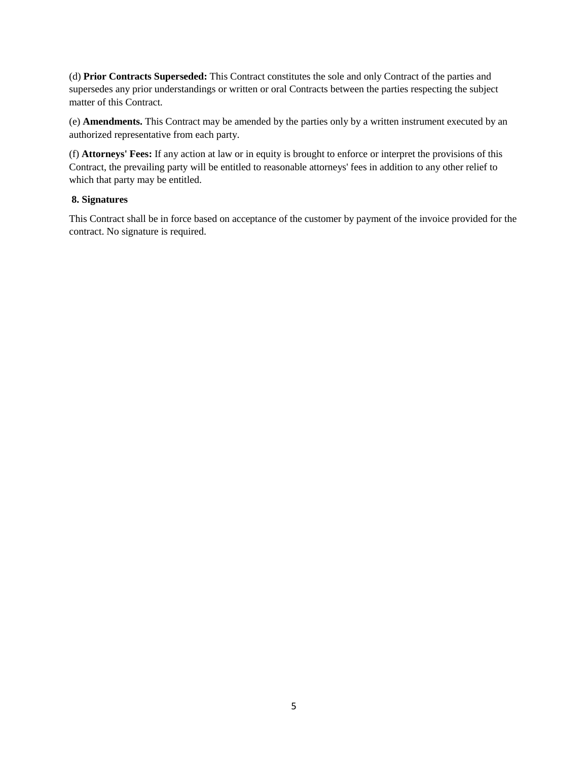(d) **Prior Contracts Superseded:** This Contract constitutes the sole and only Contract of the parties and supersedes any prior understandings or written or oral Contracts between the parties respecting the subject matter of this Contract.

(e) **Amendments.** This Contract may be amended by the parties only by a written instrument executed by an authorized representative from each party.

(f) **Attorneys' Fees:** If any action at law or in equity is brought to enforce or interpret the provisions of this Contract, the prevailing party will be entitled to reasonable attorneys' fees in addition to any other relief to which that party may be entitled.

**8. Signatures**

This Contract shall be in force based on acceptance of the customer by payment of the invoice provided for the contract. No signature is required.